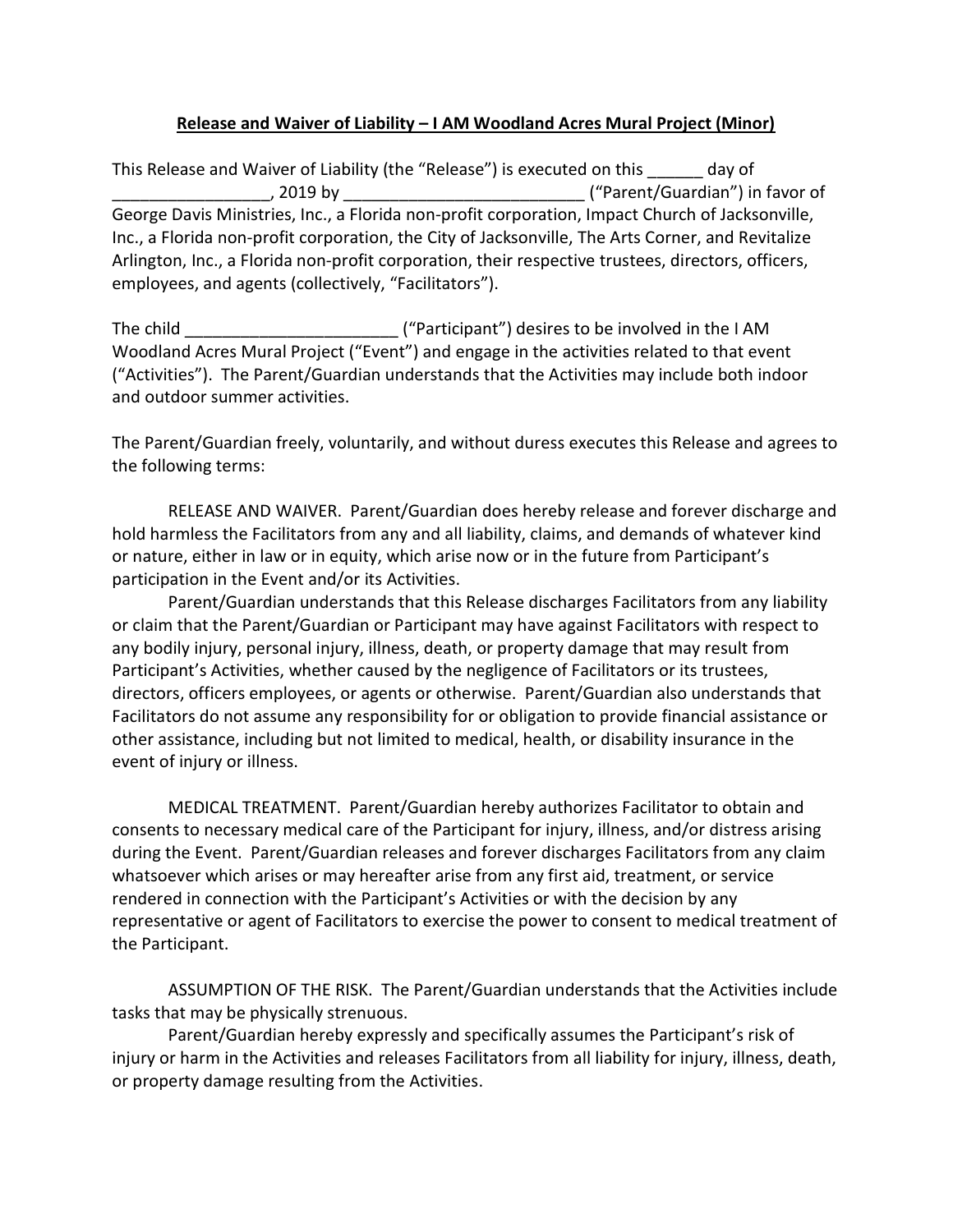**Release and Waiver of Liability – I AM Woodland Acres Mural Project (Minor)**

This Release and Waiver of Liability (the "Release") is executed on this ______ day of _________________, 2019 by __________________________ ("Parent/Guardian") in favor of George Davis Ministries, Inc., a Florida non-profit corporation, Impact Church of Jacksonville, Inc., a Florida non-profit corporation, the City of Jacksonville, The Arts Corner, and Revitalize Arlington, Inc., a Florida non-profit corporation, their respective trustees, directors, officers, employees, and agents (collectively, "Facilitators").

The child _______________________ ("Participant") desires to be involved in the I AM Woodland Acres Mural Project ("Event") and engage in the activities related to that event ("Activities"). The Parent/Guardian understands that the Activities may include both indoor and outdoor summer activities.

The Parent/Guardian freely, voluntarily, and without duress executes this Release and agrees to the following terms:

RELEASE AND WAIVER. Parent/Guardian does hereby release and forever discharge and hold harmless the Facilitators from any and all liability, claims, and demands of whatever kind or nature, either in law or in equity, which arise now or in the future from Participant's participation in the Event and/or its Activities.

Parent/Guardian understands that this Release discharges Facilitators from any liability or claim that the Parent/Guardian or Participant may have against Facilitators with respect to any bodily injury, personal injury, illness, death, or property damage that may result from Participant's Activities, whether caused by the negligence of Facilitators or its trustees, directors, officers employees, or agents or otherwise. Parent/Guardian also understands that Facilitators do not assume any responsibility for or obligation to provide financial assistance or other assistance, including but not limited to medical, health, or disability insurance in the event of injury or illness.

MEDICAL TREATMENT. Parent/Guardian hereby authorizes Facilitator to obtain and consents to necessary medical care of the Participant for injury, illness, and/or distress arising during the Event. Parent/Guardian releases and forever discharges Facilitators from any claim whatsoever which arises or may hereafter arise from any first aid, treatment, or service rendered in connection with the Participant's Activities or with the decision by any representative or agent of Facilitators to exercise the power to consent to medical treatment of the Participant.

ASSUMPTION OF THE RISK. The Parent/Guardian understands that the Activities include tasks that may be physically strenuous.

Parent/Guardian hereby expressly and specifically assumes the Participant's risk of injury or harm in the Activities and releases Facilitators from all liability for injury, illness, death, or property damage resulting from the Activities.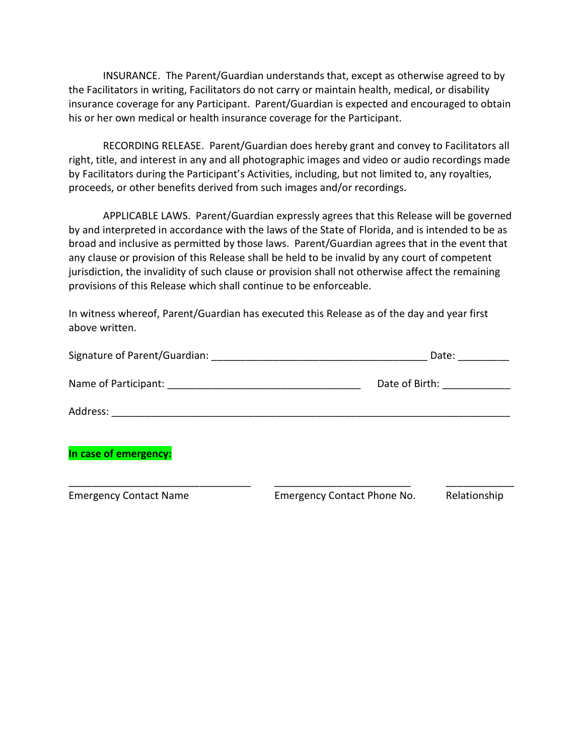INSURANCE. The Parent/Guardian understands that, except as otherwise agreed to by the Facilitators in writing, Facilitators do not carry or maintain health, medical, or disability insurance coverage for any Participant. Parent/Guardian is expected and encouraged to obtain his or her own medical or health insurance coverage for the Participant.

RECORDING RELEASE. Parent/Guardian does hereby grant and convey to Facilitators all right, title, and interest in any and all photographic images and video or audio recordings made by Facilitators during the Participant's Activities, including, but not limited to, any royalties, proceeds, or other benefits derived from such images and/or recordings.

APPLICABLE LAWS. Parent/Guardian expressly agrees that this Release will be governed by and interpreted in accordance with the laws of the State of Florida, and is intended to be as broad and inclusive as permitted by those laws. Parent/Guardian agrees that in the event that any clause or provision of this Release shall be held to be invalid by any court of competent jurisdiction, the invalidity of such clause or provision shall not otherwise affect the remaining provisions of this Release which shall continue to be enforceable.

In witness whereof, Parent/Guardian has executed this Release as of the day and year first above written.

Signature of Parent/Guardian: _______________________________________ Date: _________

Name of Participant: ___________________________________ Date of Birth: ____________

Address: ________________________________________________________________________

**In case of emergency:**

_________________________________ _________________________ ____________

Emergency Contact Name Emergency Contact Phone No. Relationship